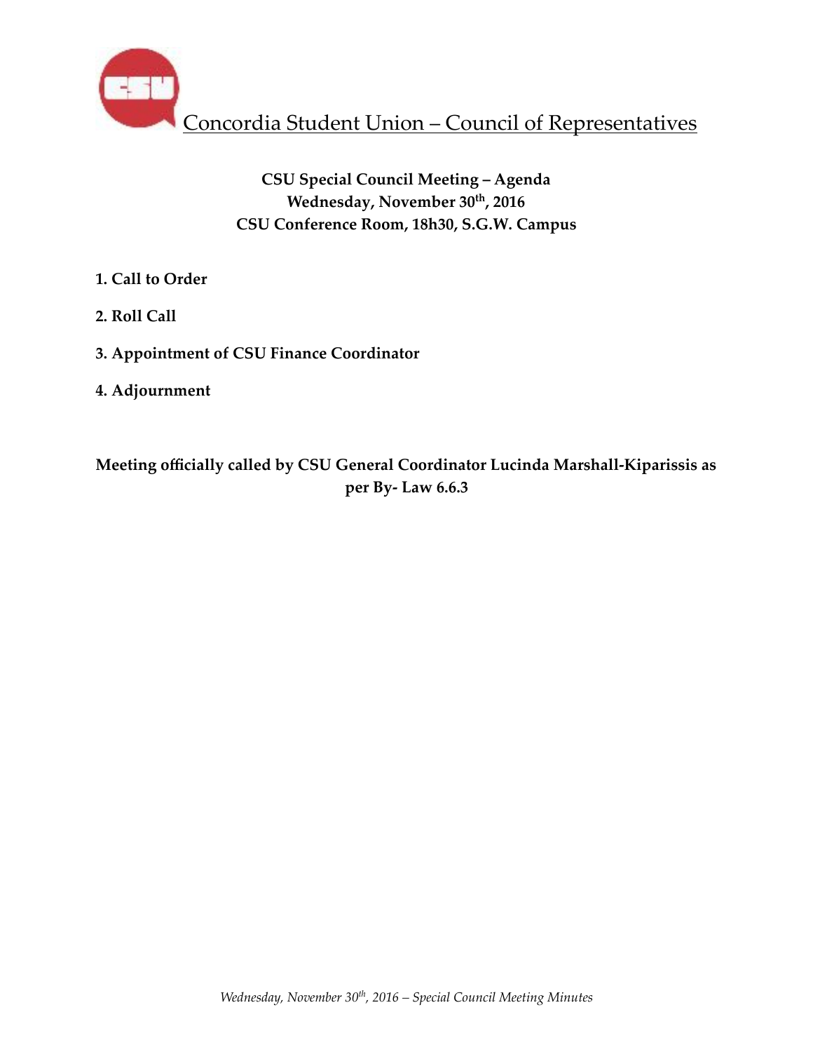# Concordia Student Union – Council of Representatives

**CSU Special Council Meeting – Agenda**
**Wednesday, November 30th, 2016**
**CSU Conference Room, 18h30, S.G.W. Campus**

**1. Call to Order**

**2. Roll Call**

**3. Appointment of CSU Finance Coordinator**

**4. Adjournment**

**Meeting officially called by CSU General Coordinator Lucinda Marshall-Kiparissis as per By- Law 6.6.3**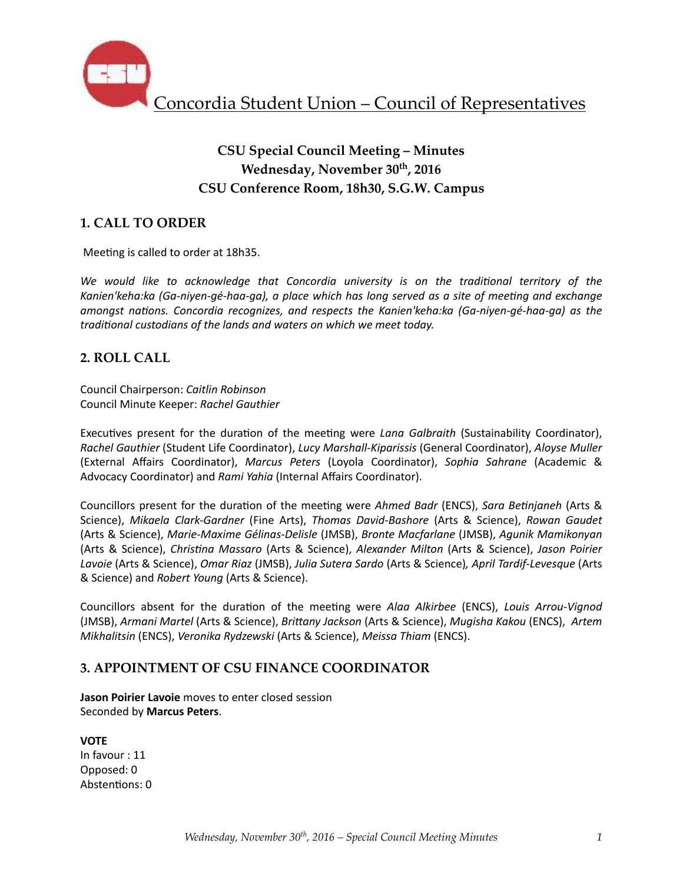# Concordia Student Union – Council of Representatives

## CSU Special Council Meeting – Minutes
## Wednesday, November 30th, 2016
## CSU Conference Room, 18h30, S.G.W. Campus

## 1. CALL TO ORDER

Meeting is called to order at 18h35.

*We would like to acknowledge that Concordia university is on the traditional territory of the Kanien'keha:ka (Ga-niyen-gé-haa-ga), a place which has long served as a site of meeting and exchange amongst nations. Concordia recognizes, and respects the Kanien'keha:ka (Ga-niyen-gé-haa-ga) as the traditional custodians of the lands and waters on which we meet today.*

## 2. ROLL CALL

Council Chairperson: *Caitlin Robinson*
Council Minute Keeper: *Rachel Gauthier*

Executives present for the duration of the meeting were *Lana Galbraith* (Sustainability Coordinator), *Rachel Gauthier* (Student Life Coordinator), *Lucy Marshall-Kiparissis* (General Coordinator), *Aloyse Muller* (External Affairs Coordinator), *Marcus Peters* (Loyola Coordinator), *Sophia Sahrane* (Academic & Advocacy Coordinator) and *Rami Yahia* (Internal Affairs Coordinator).

Councillors present for the duration of the meeting were *Ahmed Badr* (ENCS), *Sara Betinjaneh* (Arts & Science), *Mikaela Clark-Gardner* (Fine Arts), *Thomas David-Bashore* (Arts & Science), *Rowan Gaudet* (Arts & Science), *Marie-Maxime Gélinas-Delisle* (JMSB), *Bronte Macfarlane* (JMSB), *Agunik Mamikonyan* (Arts & Science), *Christina Massaro* (Arts & Science), *Alexander Milton* (Arts & Science), *Jason Poirier Lavoie* (Arts & Science), *Omar Riaz* (JMSB), *Julia Sutera Sardo* (Arts & Science), *April Tardif-Levesque* (Arts & Science) and *Robert Young* (Arts & Science).

Councillors absent for the duration of the meeting were *Alaa Alkirbee* (ENCS), *Louis Arrou-Vignod* (JMSB), *Armani Martel* (Arts & Science), *Brittany Jackson* (Arts & Science), *Mugisha Kakou* (ENCS), *Artem Mikhalitsin* (ENCS), *Veronika Rydzewski* (Arts & Science), *Meissa Thiam* (ENCS).

## 3. APPOINTMENT OF CSU FINANCE COORDINATOR

**Jason Poirier Lavoie** moves to enter closed session
Seconded by **Marcus Peters**.

**VOTE**
In favour : 11
Opposed: 0
Abstentions: 0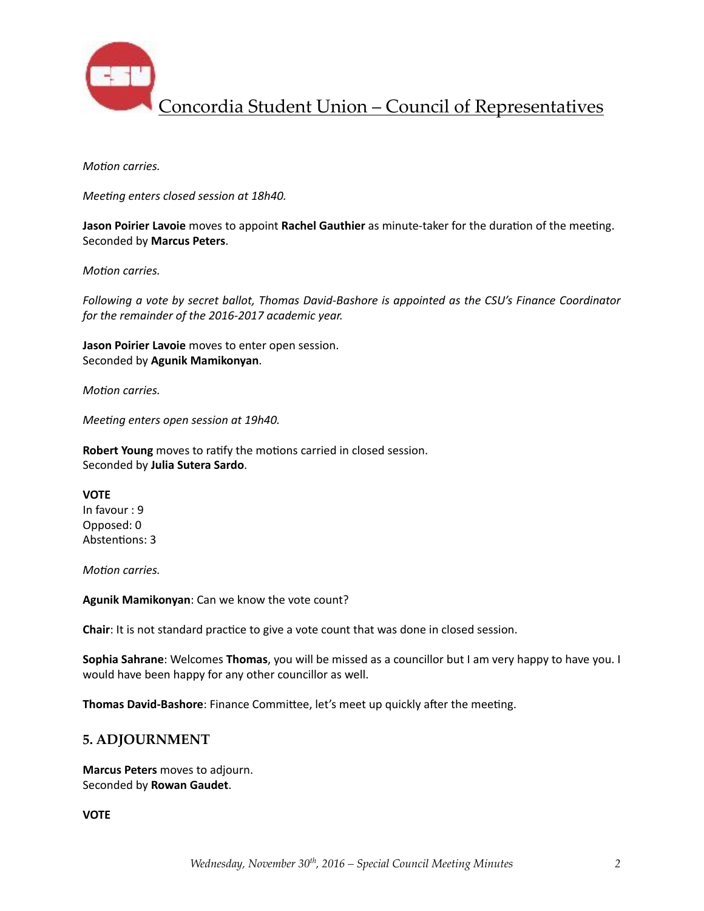*Motion carries.*

*Meeting enters closed session at 18h40.*

**Jason Poirier Lavoie** moves to appoint **Rachel Gauthier** as minute-taker for the duration of the meeting. Seconded by **Marcus Peters**.

*Motion carries.*

*Following a vote by secret ballot, Thomas David-Bashore is appointed as the CSU's Finance Coordinator for the remainder of the 2016-2017 academic year.*

**Jason Poirier Lavoie** moves to enter open session.
Seconded by **Agunik Mamikonyan**.

*Motion carries.*

*Meeting enters open session at 19h40.*

**Robert Young** moves to ratify the motions carried in closed session.
Seconded by **Julia Sutera Sardo**.

**VOTE**
In favour : 9
Opposed: 0
Abstentions: 3

*Motion carries.*

**Agunik Mamikonyan**: Can we know the vote count?

**Chair**: It is not standard practice to give a vote count that was done in closed session.

**Sophia Sahrane**: Welcomes **Thomas**, you will be missed as a councillor but I am very happy to have you. I would have been happy for any other councillor as well.

**Thomas David-Bashore**: Finance Committee, let's meet up quickly after the meeting.

## 5. ADJOURNMENT

**Marcus Peters** moves to adjourn.
Seconded by **Rowan Gaudet**.

**VOTE**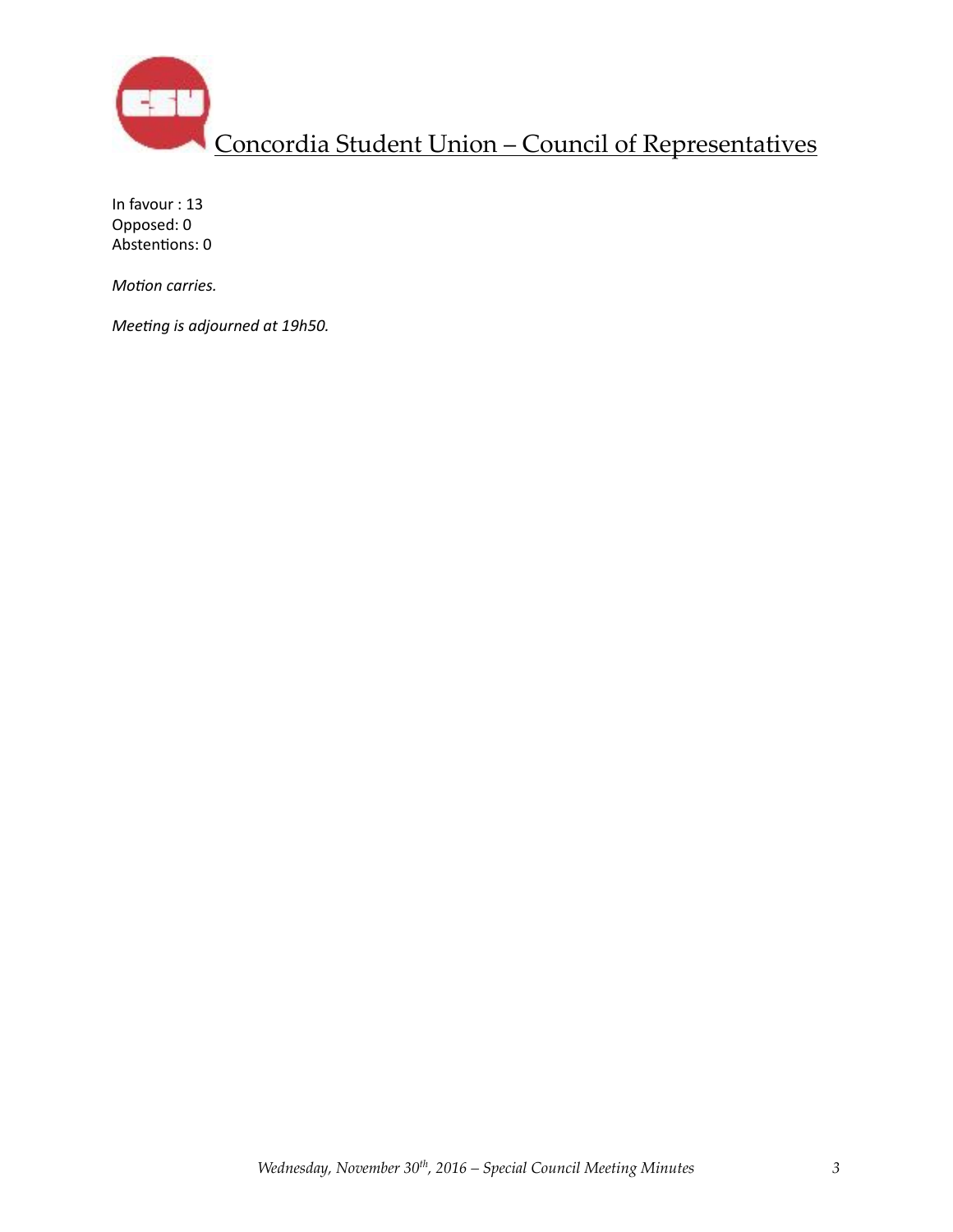In favour : 13
Opposed: 0
Abstentions: 0

*Motion carries.*

*Meeting is adjourned at 19h50.*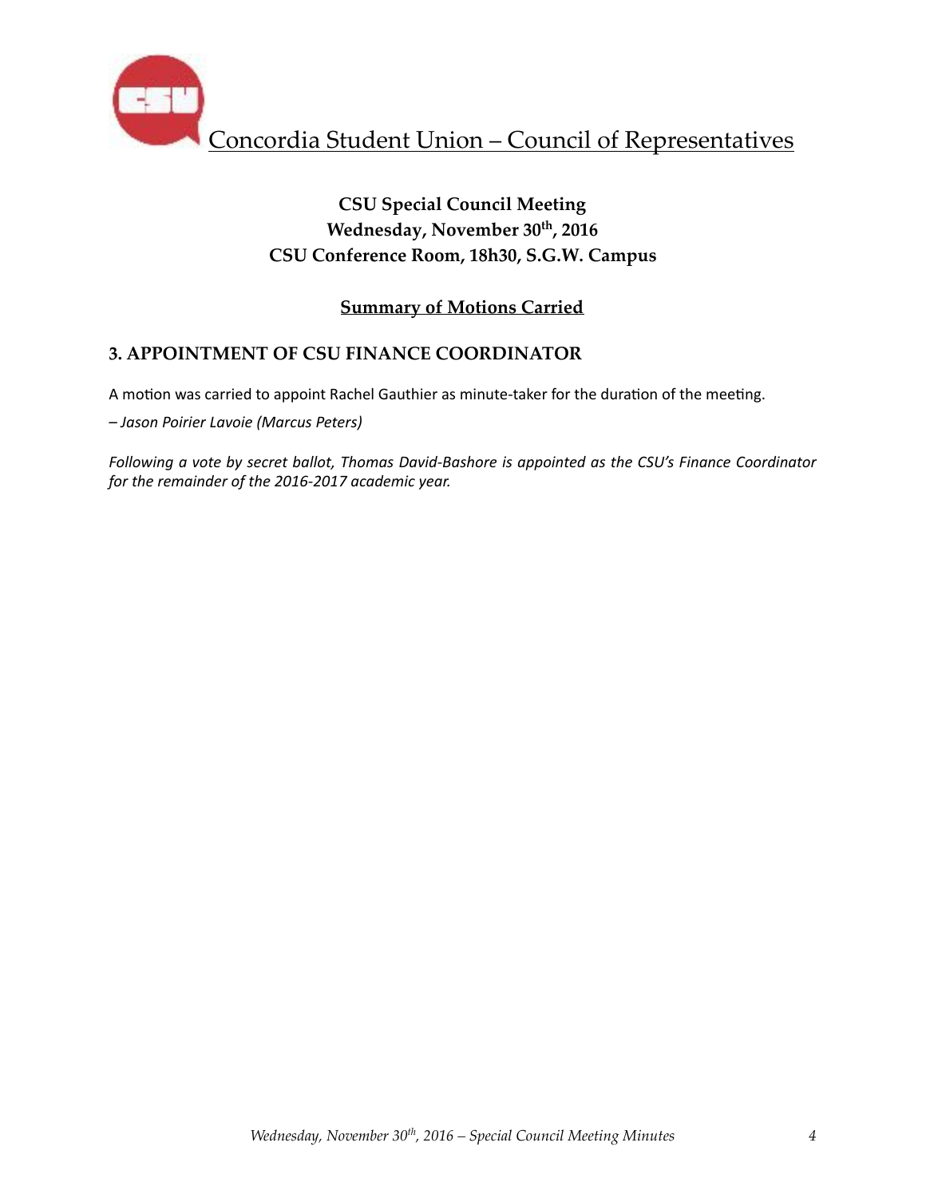# Concordia Student Union – Council of Representatives

**CSU Special Council Meeting**
**Wednesday, November 30th, 2016**
**CSU Conference Room, 18h30, S.G.W. Campus**

## Summary of Motions Carried

### 3. APPOINTMENT OF CSU FINANCE COORDINATOR

A motion was carried to appoint Rachel Gauthier as minute-taker for the duration of the meeting.

*– Jason Poirier Lavoie (Marcus Peters)*

*Following a vote by secret ballot, Thomas David-Bashore is appointed as the CSU's Finance Coordinator for the remainder of the 2016-2017 academic year.*